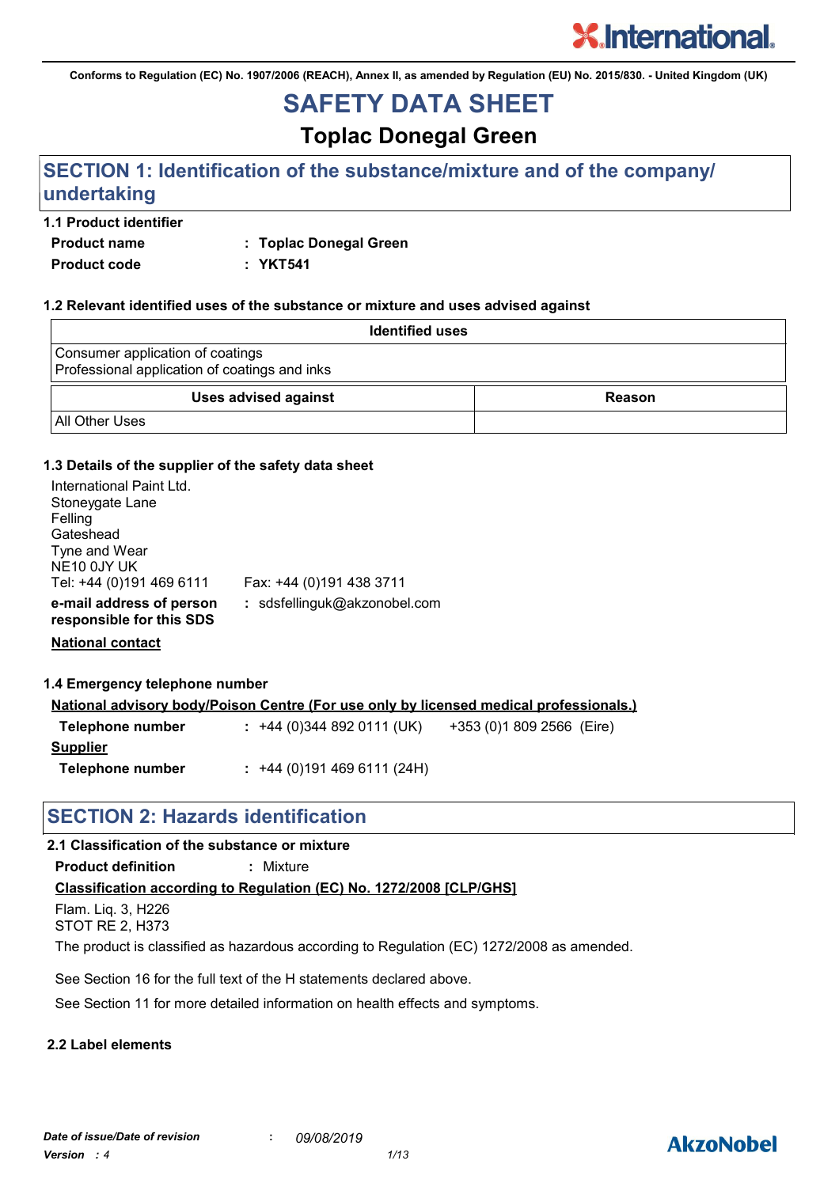Conforms to Regulation (EC) No. 1907/2006 (REACH), Annex II, as amended by Regulation (EU) No. 2015/830. - United Kingdom (UK)

# SAFETY DATA SHEET

## Toplac Donegal Green

## SECTION 1: Identification of the substance/mixture and of the company/ undertaking

### 1.1 Product identifier

**Product name** : **Toplac Donegal Green**

**Product code** : **YKT541**

### 1.2 Relevant identified uses of the substance or mixture and uses advised against

| Identified uses |
| --- |
| Consumer application of coatings<br>Professional application of coatings and inks |

| Uses advised against | Reason |
| --- | --- |
| All Other Uses | |

### 1.3 Details of the supplier of the safety data sheet

International Paint Ltd.
Stoneygate Lane
Felling
Gateshead
Tyne and Wear
NE10 0JY UK
Tel: +44 (0)191 469 6111 Fax: +44 (0)191 438 3711

**e-mail address of person responsible for this SDS** : sdsfellinguk@akzonobel.com

**National contact**

### 1.4 Emergency telephone number

**National advisory body/Poison Centre (For use only by licensed medical professionals.)**

**Telephone number** : +44 (0)344 892 0111 (UK) +353 (0)1 809 2566 (Eire)

**Supplier**

**Telephone number** : +44 (0)191 469 6111 (24H)

## SECTION 2: Hazards identification

### 2.1 Classification of the substance or mixture

**Product definition** : Mixture

**Classification according to Regulation (EC) No. 1272/2008 [CLP/GHS]**

Flam. Liq. 3, H226
STOT RE 2, H373

The product is classified as hazardous according to Regulation (EC) 1272/2008 as amended.

See Section 16 for the full text of the H statements declared above.

See Section 11 for more detailed information on health effects and symptoms.

### 2.2 Label elements

*Date of issue/Date of revision* : *09/08/2019*
*Version* : *4*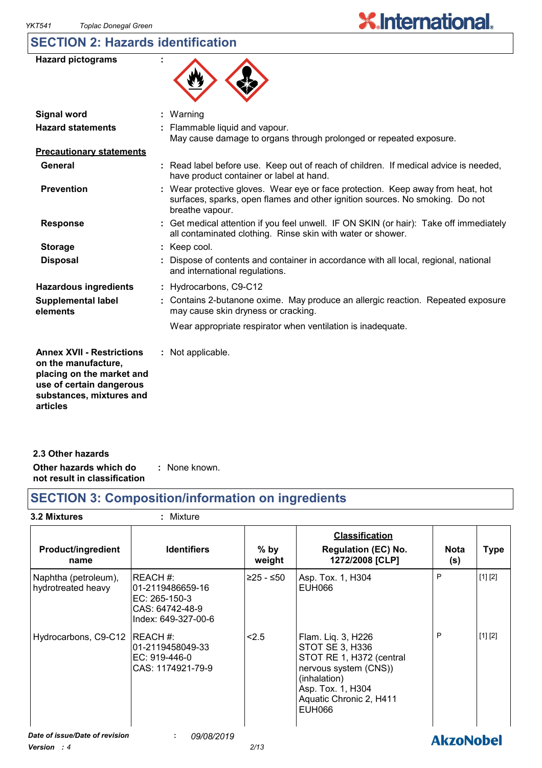## SECTION 2: Hazards identification

**Hazard pictograms** :

**Signal word** : Warning

**Hazard statements** : Flammable liquid and vapour.
May cause damage to organs through prolonged or repeated exposure.

**Precautionary statements**

**General** : Read label before use. Keep out of reach of children. If medical advice is needed, have product container or label at hand.

**Prevention** : Wear protective gloves. Wear eye or face protection. Keep away from heat, hot surfaces, sparks, open flames and other ignition sources. No smoking. Do not breathe vapour.

**Response** : Get medical attention if you feel unwell. IF ON SKIN (or hair): Take off immediately all contaminated clothing. Rinse skin with water or shower.

**Storage** : Keep cool.

**Disposal** : Dispose of contents and container in accordance with all local, regional, national and international regulations.

**Hazardous ingredients** : Hydrocarbons, C9-C12

**Supplemental label elements** : Contains 2-butanone oxime. May produce an allergic reaction. Repeated exposure may cause skin dryness or cracking.

Wear appropriate respirator when ventilation is inadequate.

**Annex XVII - Restrictions on the manufacture, placing on the market and use of certain dangerous substances, mixtures and articles** : Not applicable.

**2.3 Other hazards**

**Other hazards which do not result in classification** : None known.

## SECTION 3: Composition/information on ingredients

**3.2 Mixtures** : Mixture

| Product/ingredient name | Identifiers | % by weight | Classification<br>Regulation (EC) No. 1272/2008 [CLP] | Nota (s) | Type |
|---|---|---|---|---|---|
| Naphtha (petroleum), hydrotreated heavy | REACH #: 01-2119486659-16<br>EC: 265-150-3<br>CAS: 64742-48-9<br>Index: 649-327-00-6 | ≥25 - ≤50 | Asp. Tox. 1, H304<br>EUH066 | P | [1] [2] |
| Hydrocarbons, C9-C12 | REACH #: 01-2119458049-33<br>EC: 919-446-0<br>CAS: 1174921-79-9 | <2.5 | Flam. Liq. 3, H226<br>STOT SE 3, H336<br>STOT RE 1, H372 (central nervous system (CNS)) (inhalation)<br>Asp. Tox. 1, H304<br>Aquatic Chronic 2, H411<br>EUH066 | P | [1] [2] |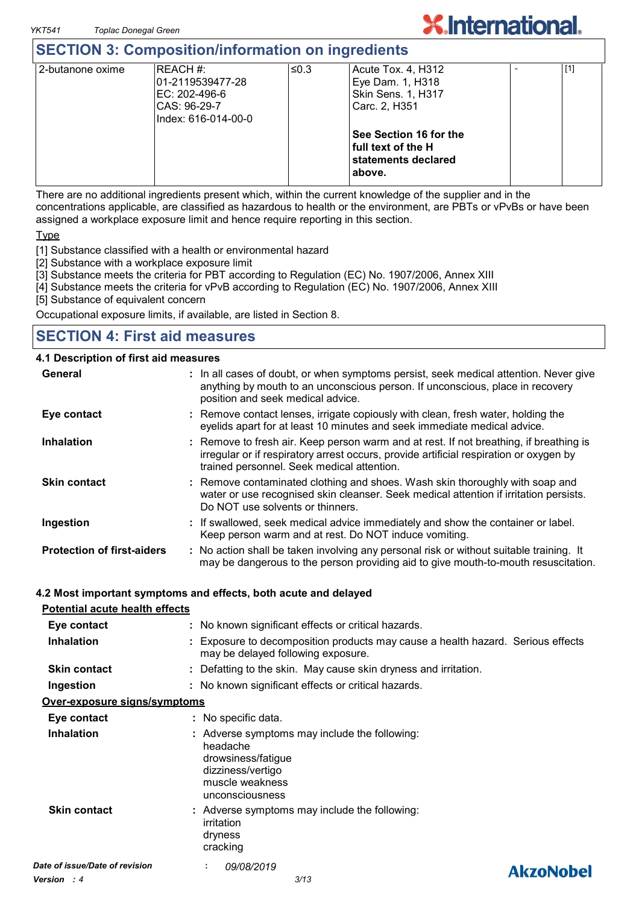## SECTION 3: Composition/information on ingredients

| | | | | | |
|---|---|---|---|---|---|
| 2-butanone oxime | REACH #: 01-2119539477-28<br>EC: 202-496-6<br>CAS: 96-29-7<br>Index: 616-014-00-0 | ≤0.3 | Acute Tox. 4, H312<br>Eye Dam. 1, H318<br>Skin Sens. 1, H317<br>Carc. 2, H351<br><br>**See Section 16 for the full text of the H statements declared above.** | - | [1] |

There are no additional ingredients present which, within the current knowledge of the supplier and in the concentrations applicable, are classified as hazardous to health or the environment, are PBTs or vPvBs or have been assigned a workplace exposure limit and hence require reporting in this section.

Type

[1] Substance classified with a health or environmental hazard
[2] Substance with a workplace exposure limit
[3] Substance meets the criteria for PBT according to Regulation (EC) No. 1907/2006, Annex XIII
[4] Substance meets the criteria for vPvB according to Regulation (EC) No. 1907/2006, Annex XIII
[5] Substance of equivalent concern

Occupational exposure limits, if available, are listed in Section 8.

## SECTION 4: First aid measures

### 4.1 Description of first aid measures

**General** : In all cases of doubt, or when symptoms persist, seek medical attention. Never give anything by mouth to an unconscious person. If unconscious, place in recovery position and seek medical advice.

**Eye contact** : Remove contact lenses, irrigate copiously with clean, fresh water, holding the eyelids apart for at least 10 minutes and seek immediate medical advice.

**Inhalation** : Remove to fresh air. Keep person warm and at rest. If not breathing, if breathing is irregular or if respiratory arrest occurs, provide artificial respiration or oxygen by trained personnel. Seek medical attention.

**Skin contact** : Remove contaminated clothing and shoes. Wash skin thoroughly with soap and water or use recognised skin cleanser. Seek medical attention if irritation persists. Do NOT use solvents or thinners.

**Ingestion** : If swallowed, seek medical advice immediately and show the container or label. Keep person warm and at rest. Do NOT induce vomiting.

**Protection of first-aiders** : No action shall be taken involving any personal risk or without suitable training. It may be dangerous to the person providing aid to give mouth-to-mouth resuscitation.

### 4.2 Most important symptoms and effects, both acute and delayed

**Potential acute health effects**

**Eye contact** : No known significant effects or critical hazards.

**Inhalation** : Exposure to decomposition products may cause a health hazard. Serious effects may be delayed following exposure.

**Skin contact** : Defatting to the skin. May cause skin dryness and irritation.

**Ingestion** : No known significant effects or critical hazards.

**Over-exposure signs/symptoms**

**Eye contact** : No specific data.

**Inhalation** : Adverse symptoms may include the following:
headache
drowsiness/fatigue
dizziness/vertigo
muscle weakness
unconsciousness

**Skin contact** : Adverse symptoms may include the following:
irritation
dryness
cracking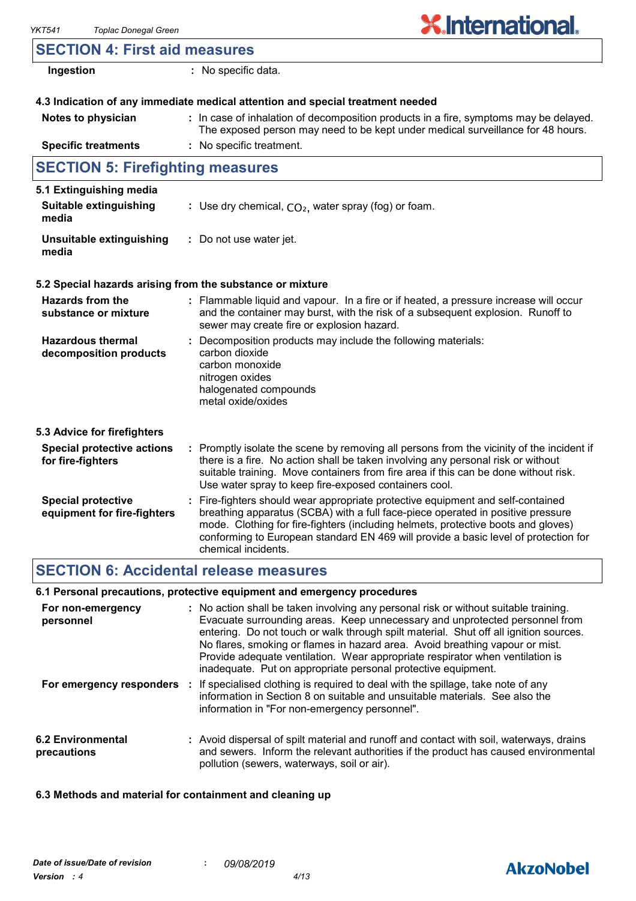## SECTION 4: First aid measures

| | |
|---|---|
| **Ingestion** | : No specific data. |

### 4.3 Indication of any immediate medical attention and special treatment needed

| | |
|---|---|
| **Notes to physician** | : In case of inhalation of decomposition products in a fire, symptoms may be delayed. The exposed person may need to be kept under medical surveillance for 48 hours. |
| **Specific treatments** | : No specific treatment. |

## SECTION 5: Firefighting measures

### 5.1 Extinguishing media

| | |
|---|---|
| **Suitable extinguishing media** | : Use dry chemical, $CO_2$, water spray (fog) or foam. |
| **Unsuitable extinguishing media** | : Do not use water jet. |

### 5.2 Special hazards arising from the substance or mixture

| | |
|---|---|
| **Hazards from the substance or mixture** | : Flammable liquid and vapour. In a fire or if heated, a pressure increase will occur and the container may burst, with the risk of a subsequent explosion. Runoff to sewer may create fire or explosion hazard. |
| **Hazardous thermal decomposition products** | : Decomposition products may include the following materials: carbon dioxide<br>carbon monoxide<br>nitrogen oxides<br>halogenated compounds<br>metal oxide/oxides |

### 5.3 Advice for firefighters

| | |
|---|---|
| **Special protective actions for fire-fighters** | : Promptly isolate the scene by removing all persons from the vicinity of the incident if there is a fire. No action shall be taken involving any personal risk or without suitable training. Move containers from fire area if this can be done without risk. Use water spray to keep fire-exposed containers cool. |
| **Special protective equipment for fire-fighters** | : Fire-fighters should wear appropriate protective equipment and self-contained breathing apparatus (SCBA) with a full face-piece operated in positive pressure mode. Clothing for fire-fighters (including helmets, protective boots and gloves) conforming to European standard EN 469 will provide a basic level of protection for chemical incidents. |

## SECTION 6: Accidental release measures

### 6.1 Personal precautions, protective equipment and emergency procedures

| | |
|---|---|
| **For non-emergency personnel** | : No action shall be taken involving any personal risk or without suitable training. Evacuate surrounding areas. Keep unnecessary and unprotected personnel from entering. Do not touch or walk through spilt material. Shut off all ignition sources. No flares, smoking or flames in hazard area. Avoid breathing vapour or mist. Provide adequate ventilation. Wear appropriate respirator when ventilation is inadequate. Put on appropriate personal protective equipment. |
| **For emergency responders** | : If specialised clothing is required to deal with the spillage, take note of any information in Section 8 on suitable and unsuitable materials. See also the information in "For non-emergency personnel". |

| | |
|---|---|
| **6.2 Environmental precautions** | : Avoid dispersal of spilt material and runoff and contact with soil, waterways, drains and sewers. Inform the relevant authorities if the product has caused environmental pollution (sewers, waterways, soil or air). |

### 6.3 Methods and material for containment and cleaning up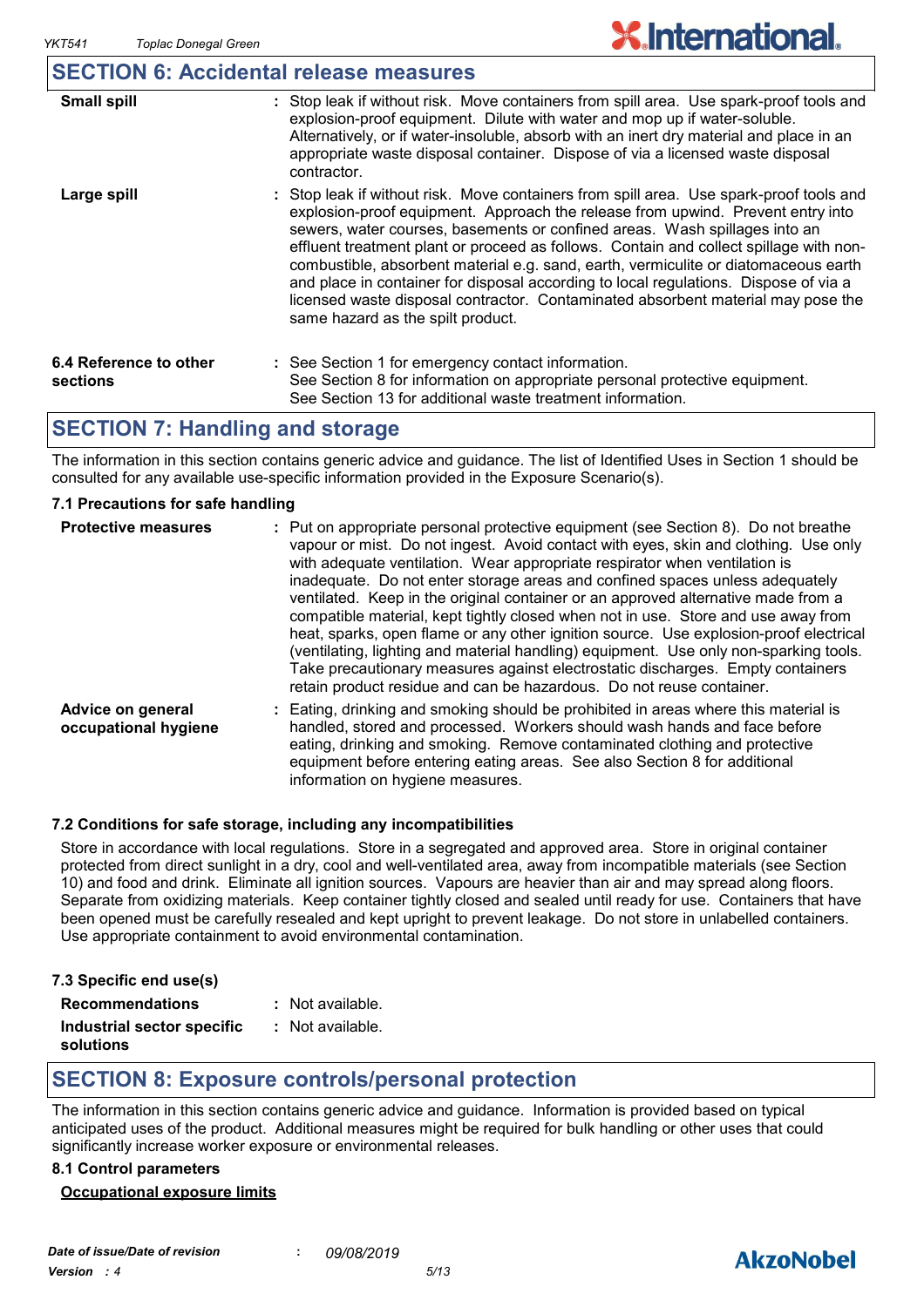## SECTION 6: Accidental release measures

| | |
|---|---|
| **Small spill** | : Stop leak if without risk. Move containers from spill area. Use spark-proof tools and explosion-proof equipment. Dilute with water and mop up if water-soluble. Alternatively, or if water-insoluble, absorb with an inert dry material and place in an appropriate waste disposal container. Dispose of via a licensed waste disposal contractor. |
| **Large spill** | : Stop leak if without risk. Move containers from spill area. Use spark-proof tools and explosion-proof equipment. Approach the release from upwind. Prevent entry into sewers, water courses, basements or confined areas. Wash spillages into an effluent treatment plant or proceed as follows. Contain and collect spillage with non-combustible, absorbent material e.g. sand, earth, vermiculite or diatomaceous earth and place in container for disposal according to local regulations. Dispose of via a licensed waste disposal contractor. Contaminated absorbent material may pose the same hazard as the spilt product. |

| | |
|---|---|
| **6.4 Reference to other sections** | : See Section 1 for emergency contact information. See Section 8 for information on appropriate personal protective equipment. See Section 13 for additional waste treatment information. |

## SECTION 7: Handling and storage

The information in this section contains generic advice and guidance. The list of Identified Uses in Section 1 should be consulted for any available use-specific information provided in the Exposure Scenario(s).

### 7.1 Precautions for safe handling

| | |
|---|---|
| **Protective measures** | : Put on appropriate personal protective equipment (see Section 8). Do not breathe vapour or mist. Do not ingest. Avoid contact with eyes, skin and clothing. Use only with adequate ventilation. Wear appropriate respirator when ventilation is inadequate. Do not enter storage areas and confined spaces unless adequately ventilated. Keep in the original container or an approved alternative made from a compatible material, kept tightly closed when not in use. Store and use away from heat, sparks, open flame or any other ignition source. Use explosion-proof electrical (ventilating, lighting and material handling) equipment. Use only non-sparking tools. Take precautionary measures against electrostatic discharges. Empty containers retain product residue and can be hazardous. Do not reuse container. |
| **Advice on general occupational hygiene** | : Eating, drinking and smoking should be prohibited in areas where this material is handled, stored and processed. Workers should wash hands and face before eating, drinking and smoking. Remove contaminated clothing and protective equipment before entering eating areas. See also Section 8 for additional information on hygiene measures. |

### 7.2 Conditions for safe storage, including any incompatibilities

Store in accordance with local regulations. Store in a segregated and approved area. Store in original container protected from direct sunlight in a dry, cool and well-ventilated area, away from incompatible materials (see Section 10) and food and drink. Eliminate all ignition sources. Vapours are heavier than air and may spread along floors. Separate from oxidizing materials. Keep container tightly closed and sealed until ready for use. Containers that have been opened must be carefully resealed and kept upright to prevent leakage. Do not store in unlabelled containers. Use appropriate containment to avoid environmental contamination.

### 7.3 Specific end use(s)

| | |
|---|---|
| **Recommendations** | : Not available. |
| **Industrial sector specific solutions** | : Not available. |

## SECTION 8: Exposure controls/personal protection

The information in this section contains generic advice and guidance. Information is provided based on typical anticipated uses of the product. Additional measures might be required for bulk handling or other uses that could significantly increase worker exposure or environmental releases.

### 8.1 Control parameters

**Occupational exposure limits**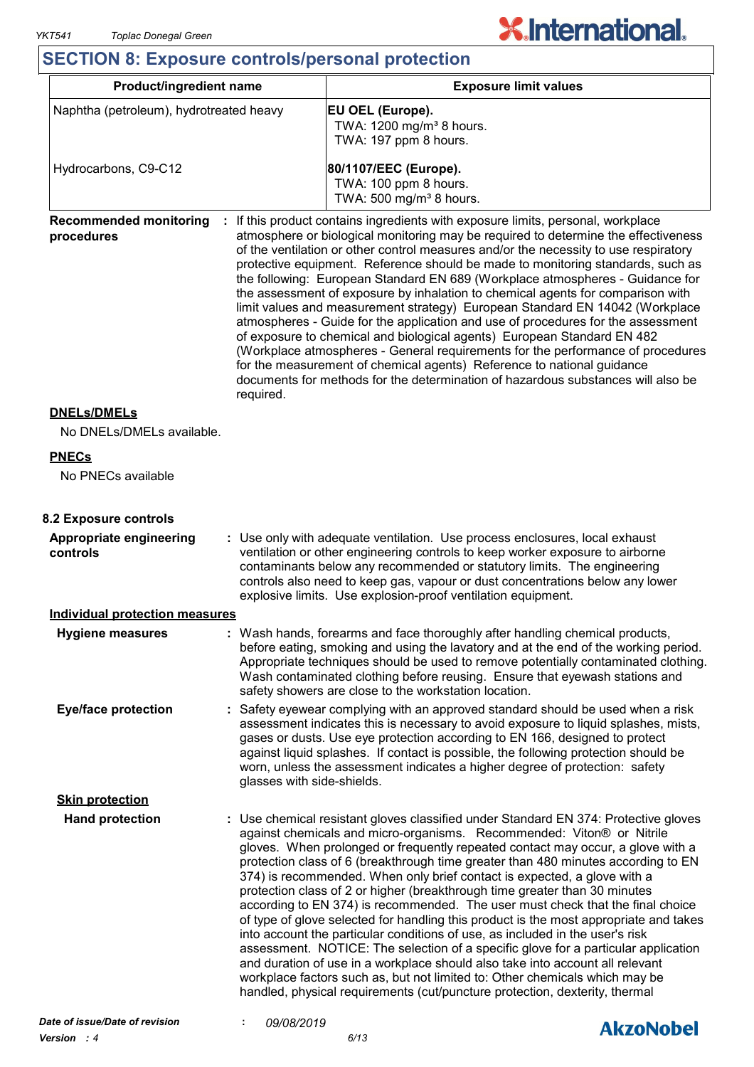## SECTION 8: Exposure controls/personal protection

| Product/ingredient name | Exposure limit values |
| --- | --- |
| Naphtha (petroleum), hydrotreated heavy | **EU OEL (Europe).**<br>TWA: 1200 mg/m³ 8 hours.<br>TWA: 197 ppm 8 hours. |
| Hydrocarbons, C9-C12 | **80/1107/EEC (Europe).**<br>TWA: 100 ppm 8 hours.<br>TWA: 500 mg/m³ 8 hours. |

**Recommended monitoring procedures** : If this product contains ingredients with exposure limits, personal, workplace atmosphere or biological monitoring may be required to determine the effectiveness of the ventilation or other control measures and/or the necessity to use respiratory protective equipment. Reference should be made to monitoring standards, such as the following: European Standard EN 689 (Workplace atmospheres - Guidance for the assessment of exposure by inhalation to chemical agents for comparison with limit values and measurement strategy) European Standard EN 14042 (Workplace atmospheres - Guide for the application and use of procedures for the assessment of exposure to chemical and biological agents) European Standard EN 482 (Workplace atmospheres - General requirements for the performance of procedures for the measurement of chemical agents) Reference to national guidance documents for methods for the determination of hazardous substances will also be required.

**DNELs/DMELs**

No DNELs/DMELs available.

**PNECs**

No PNECs available

### 8.2 Exposure controls

**Appropriate engineering controls** : Use only with adequate ventilation. Use process enclosures, local exhaust ventilation or other engineering controls to keep worker exposure to airborne contaminants below any recommended or statutory limits. The engineering controls also need to keep gas, vapour or dust concentrations below any lower explosive limits. Use explosion-proof ventilation equipment.

**Individual protection measures**

**Hygiene measures** : Wash hands, forearms and face thoroughly after handling chemical products, before eating, smoking and using the lavatory and at the end of the working period. Appropriate techniques should be used to remove potentially contaminated clothing. Wash contaminated clothing before reusing. Ensure that eyewash stations and safety showers are close to the workstation location.

**Eye/face protection** : Safety eyewear complying with an approved standard should be used when a risk assessment indicates this is necessary to avoid exposure to liquid splashes, mists, gases or dusts. Use eye protection according to EN 166, designed to protect against liquid splashes. If contact is possible, the following protection should be worn, unless the assessment indicates a higher degree of protection: safety glasses with side-shields.

**Skin protection**

**Hand protection** : Use chemical resistant gloves classified under Standard EN 374: Protective gloves against chemicals and micro-organisms. Recommended: Viton® or Nitrile gloves. When prolonged or frequently repeated contact may occur, a glove with a protection class of 6 (breakthrough time greater than 480 minutes according to EN 374) is recommended. When only brief contact is expected, a glove with a protection class of 2 or higher (breakthrough time greater than 30 minutes according to EN 374) is recommended. The user must check that the final choice of type of glove selected for handling this product is the most appropriate and takes into account the particular conditions of use, as included in the user's risk assessment. NOTICE: The selection of a specific glove for a particular application and duration of use in a workplace should also take into account all relevant workplace factors such as, but not limited to: Other chemicals which may be handled, physical requirements (cut/puncture protection, dexterity, thermal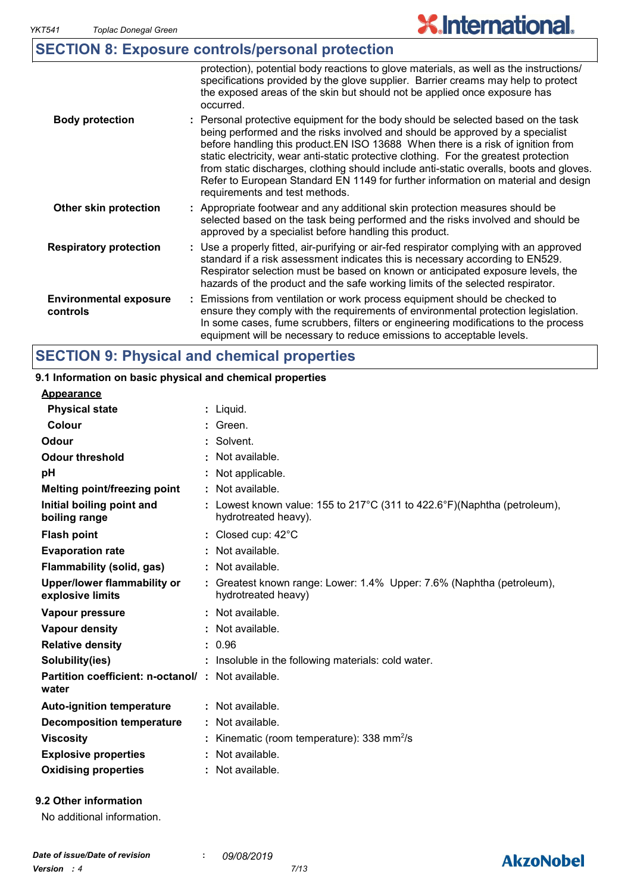## SECTION 8: Exposure controls/personal protection

| | |
|---|---|
| | protection), potential body reactions to glove materials, as well as the instructions/ specifications provided by the glove supplier. Barrier creams may help to protect the exposed areas of the skin but should not be applied once exposure has occurred. |
| **Body protection** | : Personal protective equipment for the body should be selected based on the task being performed and the risks involved and should be approved by a specialist before handling this product.EN ISO 13688 When there is a risk of ignition from static electricity, wear anti-static protective clothing. For the greatest protection from static discharges, clothing should include anti-static overalls, boots and gloves. Refer to European Standard EN 1149 for further information on material and design requirements and test methods. |
| **Other skin protection** | : Appropriate footwear and any additional skin protection measures should be selected based on the task being performed and the risks involved and should be approved by a specialist before handling this product. |
| **Respiratory protection** | : Use a properly fitted, air-purifying or air-fed respirator complying with an approved standard if a risk assessment indicates this is necessary according to EN529. Respirator selection must be based on known or anticipated exposure levels, the hazards of the product and the safe working limits of the selected respirator. |
| **Environmental exposure controls** | : Emissions from ventilation or work process equipment should be checked to ensure they comply with the requirements of environmental protection legislation. In some cases, fume scrubbers, filters or engineering modifications to the process equipment will be necessary to reduce emissions to acceptable levels. |

## SECTION 9: Physical and chemical properties

### 9.1 Information on basic physical and chemical properties

<u>**Appearance**</u>

| | |
|---|---|
| **Physical state** | : Liquid. |
| **Colour** | : Green. |
| **Odour** | : Solvent. |
| **Odour threshold** | : Not available. |
| **pH** | : Not applicable. |
| **Melting point/freezing point** | : Not available. |
| **Initial boiling point and boiling range** | : Lowest known value: 155 to 217°C (311 to 422.6°F)(Naphtha (petroleum), hydrotreated heavy). |
| **Flash point** | : Closed cup: 42°C |
| **Evaporation rate** | : Not available. |
| **Flammability (solid, gas)** | : Not available. |
| **Upper/lower flammability or explosive limits** | : Greatest known range: Lower: 1.4% Upper: 7.6% (Naphtha (petroleum), hydrotreated heavy) |
| **Vapour pressure** | : Not available. |
| **Vapour density** | : Not available. |
| **Relative density** | : 0.96 |
| **Solubility(ies)** | : Insoluble in the following materials: cold water. |
| **Partition coefficient: n-octanol/ water** | : Not available. |
| **Auto-ignition temperature** | : Not available. |
| **Decomposition temperature** | : Not available. |
| **Viscosity** | : Kinematic (room temperature): 338 $mm^2/s$ |
| **Explosive properties** | : Not available. |
| **Oxidising properties** | : Not available. |

### 9.2 Other information

No additional information.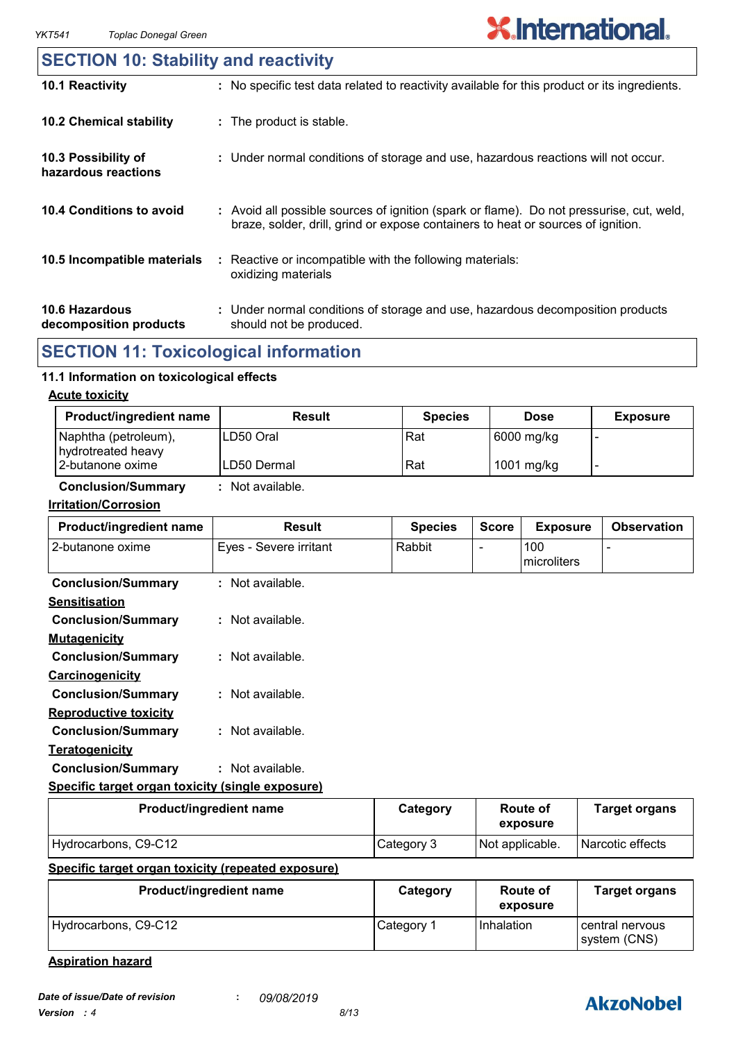## SECTION 10: Stability and reactivity

**10.1 Reactivity** : No specific test data related to reactivity available for this product or its ingredients.

**10.2 Chemical stability** : The product is stable.

**10.3 Possibility of hazardous reactions** : Under normal conditions of storage and use, hazardous reactions will not occur.

**10.4 Conditions to avoid** : Avoid all possible sources of ignition (spark or flame). Do not pressurise, cut, weld, braze, solder, drill, grind or expose containers to heat or sources of ignition.

**10.5 Incompatible materials** : Reactive or incompatible with the following materials: oxidizing materials

**10.6 Hazardous decomposition products** : Under normal conditions of storage and use, hazardous decomposition products should not be produced.

## SECTION 11: Toxicological information

### 11.1 Information on toxicological effects

**Acute toxicity**

| Product/ingredient name | Result | Species | Dose | Exposure |
|---|---|---|---|---|
| Naphtha (petroleum), hydrotreated heavy | LD50 Oral | Rat | 6000 mg/kg | - |
| 2-butanone oxime | LD50 Dermal | Rat | 1001 mg/kg | - |

**Conclusion/Summary** : Not available.

**Irritation/Corrosion**

| Product/ingredient name | Result | Species | Score | Exposure | Observation |
|---|---|---|---|---|---|
| 2-butanone oxime | Eyes - Severe irritant | Rabbit | - | 100 microliters | - |

**Conclusion/Summary** : Not available.

**Sensitisation**

**Conclusion/Summary** : Not available.

**Mutagenicity**

**Conclusion/Summary** : Not available.

**Carcinogenicity**

**Conclusion/Summary** : Not available.

**Reproductive toxicity**

**Conclusion/Summary** : Not available.

**Teratogenicity**

**Conclusion/Summary** : Not available.

**Specific target organ toxicity (single exposure)**

| Product/ingredient name | Category | Route of exposure | Target organs |
|---|---|---|---|
| Hydrocarbons, C9-C12 | Category 3 | Not applicable. | Narcotic effects |

**Specific target organ toxicity (repeated exposure)**

| Product/ingredient name | Category | Route of exposure | Target organs |
|---|---|---|---|
| Hydrocarbons, C9-C12 | Category 1 | Inhalation | central nervous system (CNS) |

**Aspiration hazard**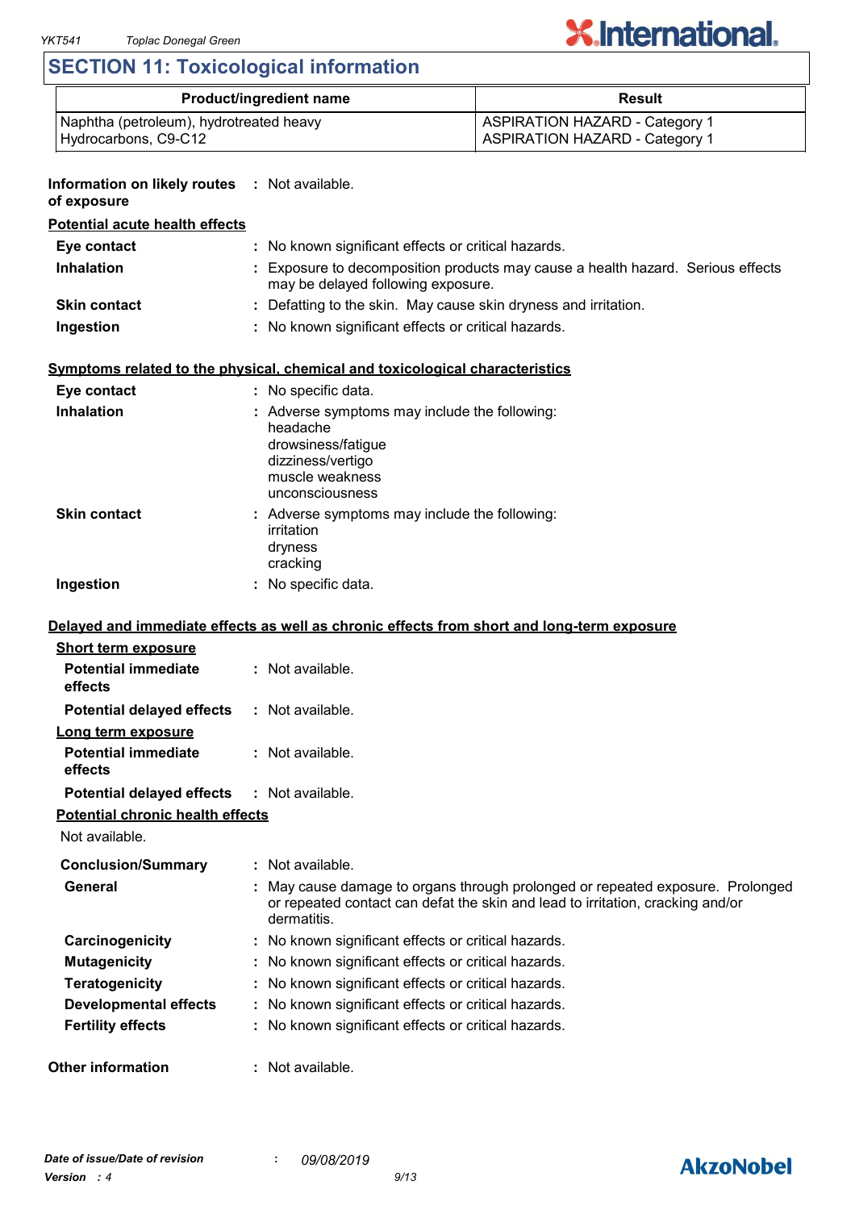## SECTION 11: Toxicological information

| Product/ingredient name | Result |
|---|---|
| Naphtha (petroleum), hydrotreated heavy<br>Hydrocarbons, C9-C12 | ASPIRATION HAZARD - Category 1<br>ASPIRATION HAZARD - Category 1 |

**Information on likely routes of exposure** : Not available.

**Potential acute health effects**

**Eye contact** : No known significant effects or critical hazards.

**Inhalation** : Exposure to decomposition products may cause a health hazard. Serious effects may be delayed following exposure.

**Skin contact** : Defatting to the skin. May cause skin dryness and irritation.

**Ingestion** : No known significant effects or critical hazards.

**Symptoms related to the physical, chemical and toxicological characteristics**

**Eye contact** : No specific data.

**Inhalation** : Adverse symptoms may include the following:
headache
drowsiness/fatigue
dizziness/vertigo
muscle weakness
unconsciousness

**Skin contact** : Adverse symptoms may include the following:
irritation
dryness
cracking

**Ingestion** : No specific data.

**Delayed and immediate effects as well as chronic effects from short and long-term exposure**

**Short term exposure**

**Potential immediate effects** : Not available.

**Potential delayed effects** : Not available.

**Long term exposure**

**Potential immediate effects** : Not available.

**Potential delayed effects** : Not available.

**Potential chronic health effects**

Not available.

**Conclusion/Summary** : Not available.

**General** : May cause damage to organs through prolonged or repeated exposure. Prolonged or repeated contact can defat the skin and lead to irritation, cracking and/or dermatitis.

**Carcinogenicity** : No known significant effects or critical hazards.

**Mutagenicity** : No known significant effects or critical hazards.

**Teratogenicity** : No known significant effects or critical hazards.

**Developmental effects** : No known significant effects or critical hazards.

**Fertility effects** : No known significant effects or critical hazards.

**Other information** : Not available.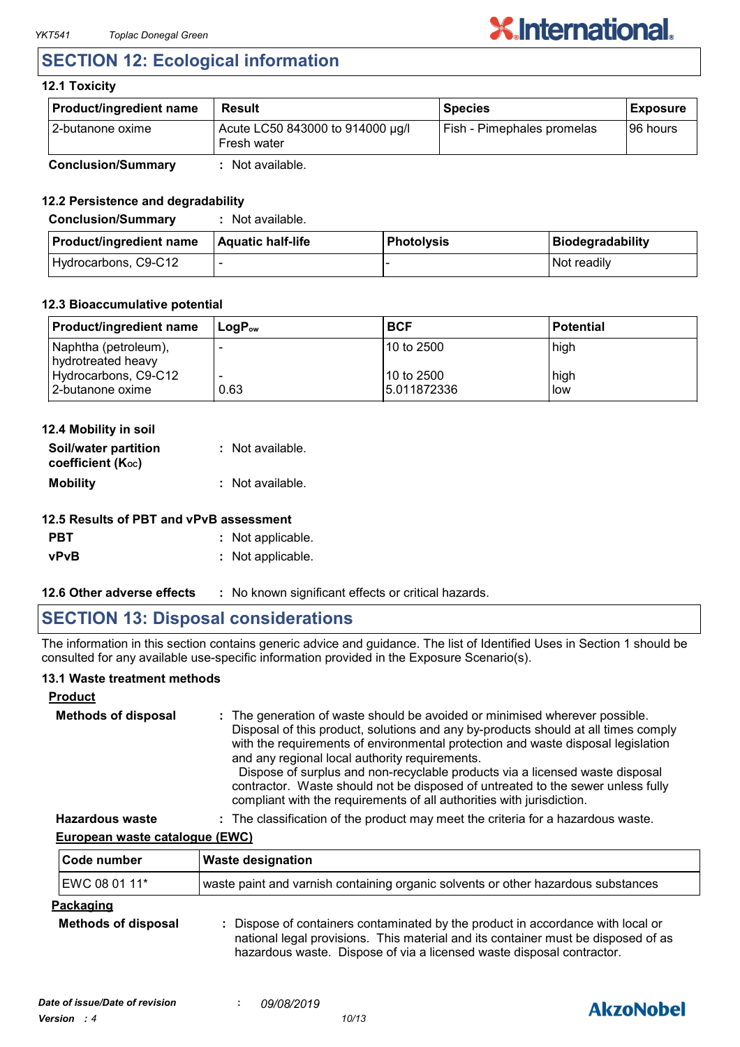## SECTION 12: Ecological information

### 12.1 Toxicity

| Product/ingredient name | Result | Species | Exposure |
|---|---|---|---|
| 2-butanone oxime | Acute LC50 843000 to 914000 µg/l Fresh water | Fish - Pimephales promelas | 96 hours |

**Conclusion/Summary** : Not available.

### 12.2 Persistence and degradability

**Conclusion/Summary** : Not available.

| Product/ingredient name | Aquatic half-life | Photolysis | Biodegradability |
|---|---|---|---|
| Hydrocarbons, C9-C12 | - | - | Not readily |

### 12.3 Bioaccumulative potential

| Product/ingredient name | $LogP_{ow}$ | BCF | Potential |
|---|---|---|---|
| Naphtha (petroleum), hydrotreated heavy | - | 10 to 2500 | high |
| Hydrocarbons, C9-C12 | - | 10 to 2500 | high |
| 2-butanone oxime | 0.63 | 5.011872336 | low |

### 12.4 Mobility in soil

**Soil/water partition coefficient ($K_{OC}$)** : Not available.

**Mobility** : Not available.

### 12.5 Results of PBT and vPvB assessment

**PBT** : Not applicable.

**vPvB** : Not applicable.

**12.6 Other adverse effects** : No known significant effects or critical hazards.

## SECTION 13: Disposal considerations

The information in this section contains generic advice and guidance. The list of Identified Uses in Section 1 should be consulted for any available use-specific information provided in the Exposure Scenario(s).

### 13.1 Waste treatment methods

**Product**

**Methods of disposal** : The generation of waste should be avoided or minimised wherever possible. Disposal of this product, solutions and any by-products should at all times comply with the requirements of environmental protection and waste disposal legislation and any regional local authority requirements. Dispose of surplus and non-recyclable products via a licensed waste disposal contractor. Waste should not be disposed of untreated to the sewer unless fully compliant with the requirements of all authorities with jurisdiction.

**Hazardous waste** : The classification of the product may meet the criteria for a hazardous waste.

**European waste catalogue (EWC)**

| Code number | Waste designation |
|---|---|
| EWC 08 01 11* | waste paint and varnish containing organic solvents or other hazardous substances |

**Packaging**

**Methods of disposal** : Dispose of containers contaminated by the product in accordance with local or national legal provisions. This material and its container must be disposed of as hazardous waste. Dispose of via a licensed waste disposal contractor.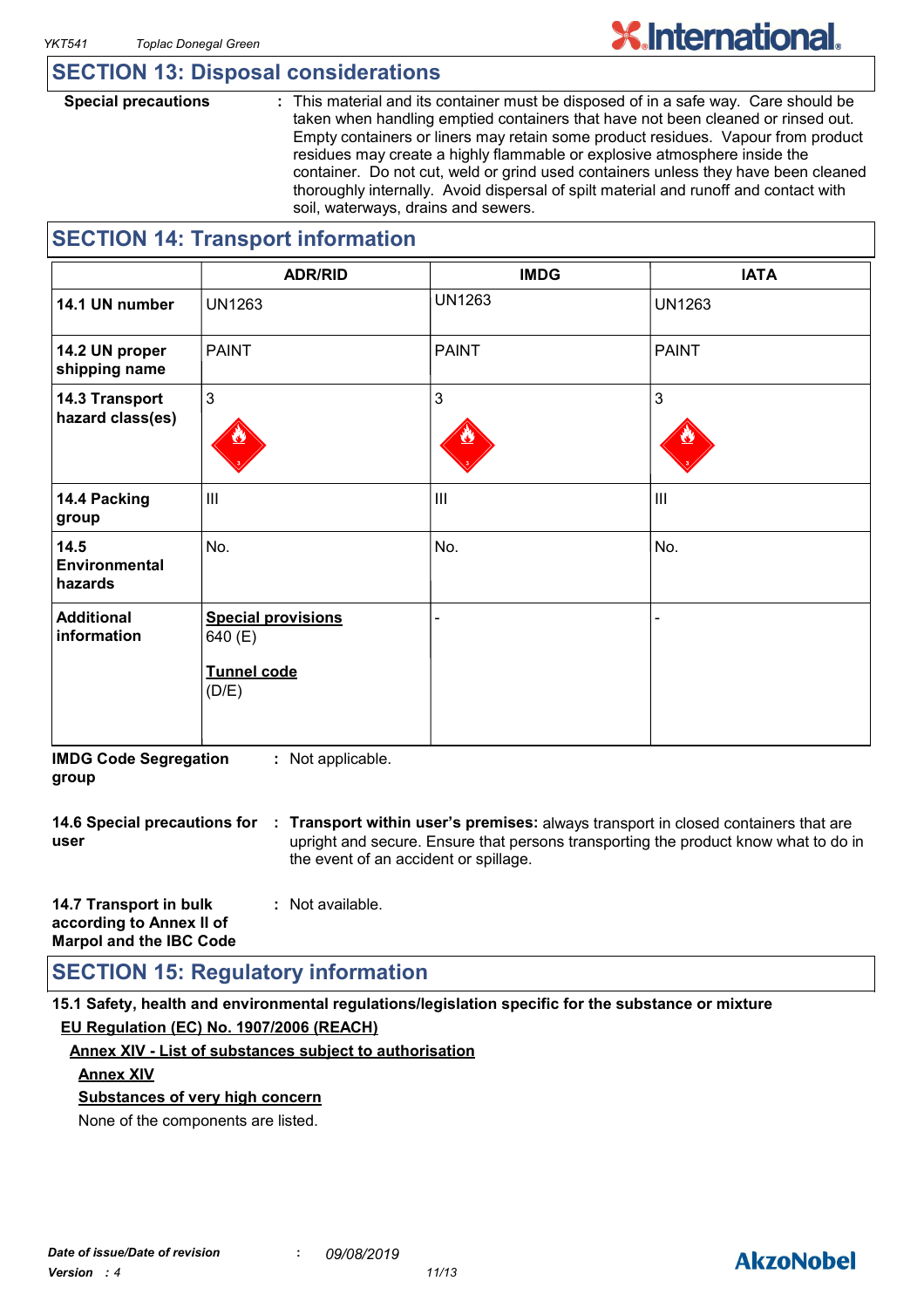## SECTION 13: Disposal considerations

**Special precautions** : This material and its container must be disposed of in a safe way. Care should be taken when handling emptied containers that have not been cleaned or rinsed out. Empty containers or liners may retain some product residues. Vapour from product residues may create a highly flammable or explosive atmosphere inside the container. Do not cut, weld or grind used containers unless they have been cleaned thoroughly internally. Avoid dispersal of spilt material and runoff and contact with soil, waterways, drains and sewers.

## SECTION 14: Transport information

| | ADR/RID | IMDG | IATA |
|---|---|---|---|
| **14.1 UN number** | UN1263 | UN1263 | UN1263 |
| **14.2 UN proper shipping name** | PAINT | PAINT | PAINT |
| **14.3 Transport hazard class(es)** | 3 | 3 | 3 |
| **14.4 Packing group** | III | III | III |
| **14.5 Environmental hazards** | No. | No. | No. |
| **Additional information** | **Special provisions** 640 (E) **Tunnel code** (D/E) | - | - |

**IMDG Code Segregation group** : Not applicable.

**14.6 Special precautions for user** : **Transport within user's premises:** always transport in closed containers that are upright and secure. Ensure that persons transporting the product know what to do in the event of an accident or spillage.

**14.7 Transport in bulk according to Annex II of Marpol and the IBC Code** : Not available.

## SECTION 15: Regulatory information

**15.1 Safety, health and environmental regulations/legislation specific for the substance or mixture**

**EU Regulation (EC) No. 1907/2006 (REACH)**

**Annex XIV - List of substances subject to authorisation**

**Annex XIV**

**Substances of very high concern**

None of the components are listed.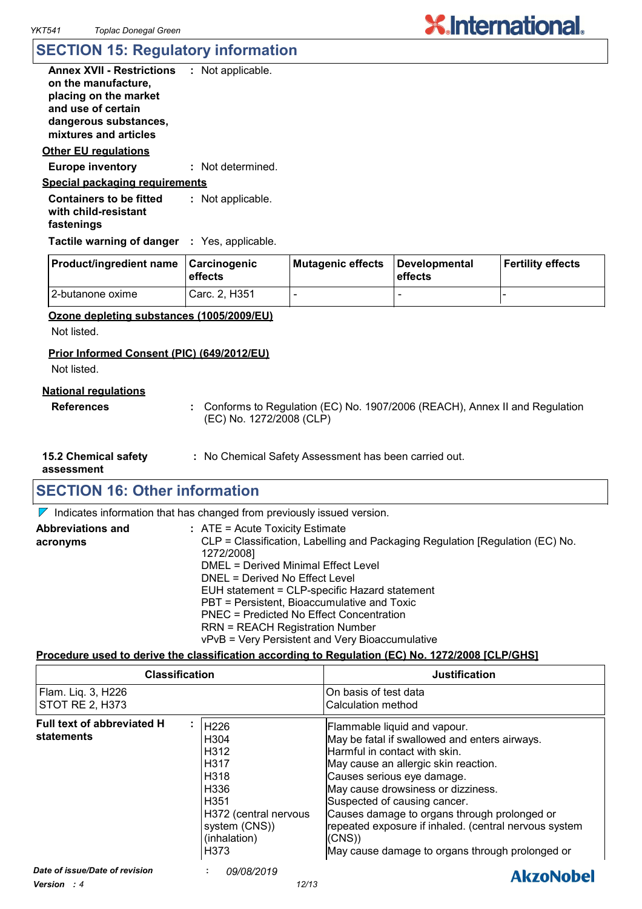## SECTION 15: Regulatory information

**Annex XVII - Restrictions on the manufacture, placing on the market and use of certain dangerous substances, mixtures and articles** : Not applicable.

**Other EU regulations**

**Europe inventory** : Not determined.

**Special packaging requirements**

**Containers to be fitted with child-resistant fastenings** : Not applicable.

**Tactile warning of danger** : Yes, applicable.

| Product/ingredient name | Carcinogenic effects | Mutagenic effects | Developmental effects | Fertility effects |
|---|---|---|---|---|
| 2-butanone oxime | Carc. 2, H351 | - | - | - |

**Ozone depleting substances (1005/2009/EU)**

Not listed.

**Prior Informed Consent (PIC) (649/2012/EU)**

Not listed.

**National regulations**

**References** : Conforms to Regulation (EC) No. 1907/2006 (REACH), Annex II and Regulation (EC) No. 1272/2008 (CLP)

**15.2 Chemical safety assessment** : No Chemical Safety Assessment has been carried out.

## SECTION 16: Other information

Indicates information that has changed from previously issued version.

**Abbreviations and acronyms** :
ATE = Acute Toxicity Estimate
CLP = Classification, Labelling and Packaging Regulation [Regulation (EC) No. 1272/2008]
DMEL = Derived Minimal Effect Level
DNEL = Derived No Effect Level
EUH statement = CLP-specific Hazard statement
PBT = Persistent, Bioaccumulative and Toxic
PNEC = Predicted No Effect Concentration
RRN = REACH Registration Number
vPvB = Very Persistent and Very Bioaccumulative

**Procedure used to derive the classification according to Regulation (EC) No. 1272/2008 [CLP/GHS]**

| Classification | Justification |
|---|---|
| Flam. Liq. 3, H226 | On basis of test data |
| STOT RE 2, H373 | Calculation method |

**Full text of abbreviated H statements** :

| | |
|---|---|
| H226 | Flammable liquid and vapour. |
| H304 | May be fatal if swallowed and enters airways. |
| H312 | Harmful in contact with skin. |
| H317 | May cause an allergic skin reaction. |
| H318 | Causes serious eye damage. |
| H336 | May cause drowsiness or dizziness. |
| H351 | Suspected of causing cancer. |
| H372 (central nervous system (CNS)) (inhalation) | Causes damage to organs through prolonged or repeated exposure if inhaled. (central nervous system (CNS)) |
| H373 | May cause damage to organs through prolonged or |

**Date of issue/Date of revision** : 09/08/2019

**Version** : 4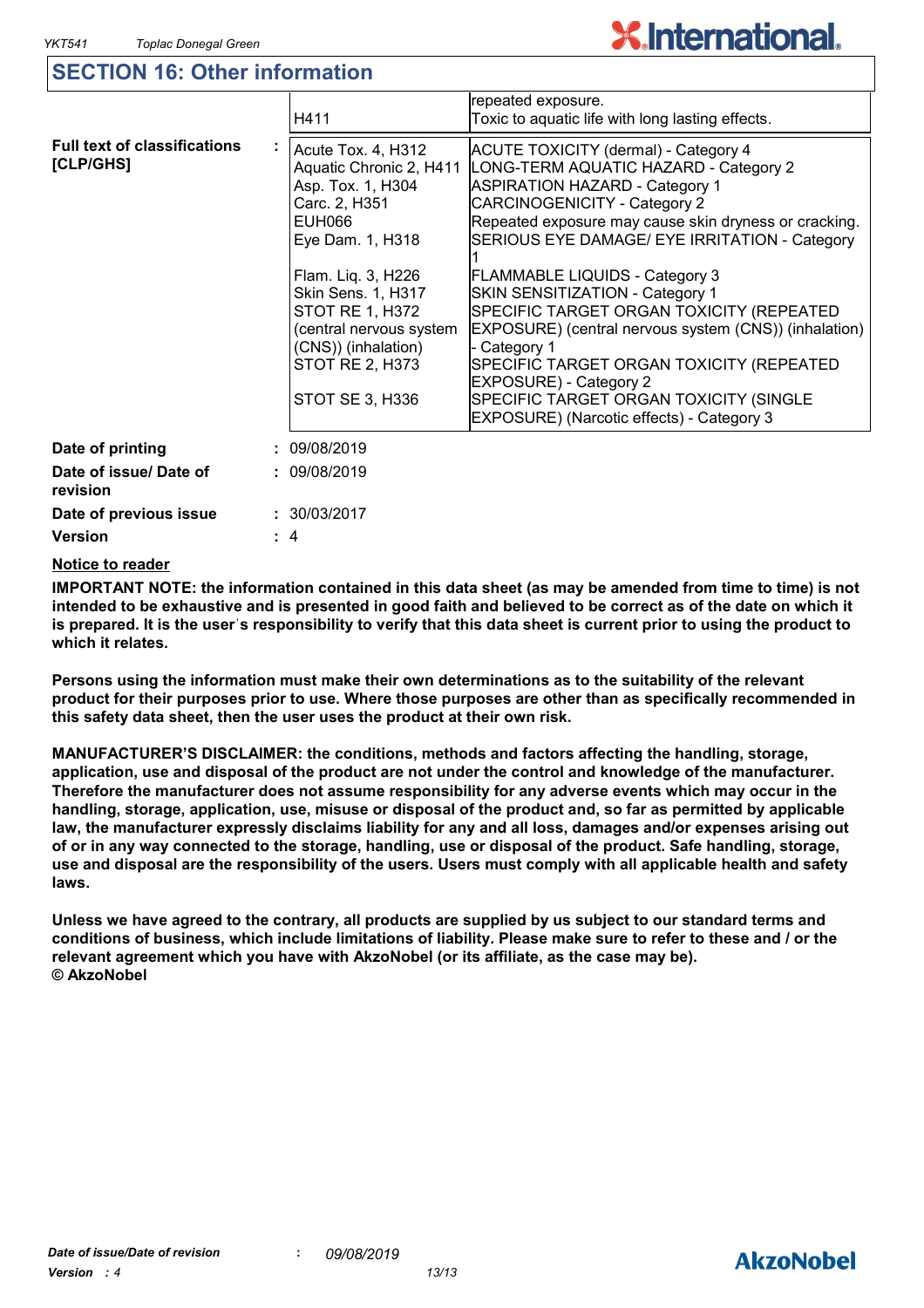## SECTION 16: Other information

| | | |
|---|---|---|
| | H411 | repeated exposure. Toxic to aquatic life with long lasting effects. |

| | | |
|---|---|---|
| **Full text of classifications [CLP/GHS]** | Acute Tox. 4, H312 | ACUTE TOXICITY (dermal) - Category 4 |
| | Aquatic Chronic 2, H411 | LONG-TERM AQUATIC HAZARD - Category 2 |
| | Asp. Tox. 1, H304 | ASPIRATION HAZARD - Category 1 |
| | Carc. 2, H351 | CARCINOGENICITY - Category 2 |
| | EUH066 | Repeated exposure may cause skin dryness or cracking. |
| | Eye Dam. 1, H318 | SERIOUS EYE DAMAGE/ EYE IRRITATION - Category 1 |
| | Flam. Liq. 3, H226 | FLAMMABLE LIQUIDS - Category 3 |
| | Skin Sens. 1, H317 | SKIN SENSITIZATION - Category 1 |
| | STOT RE 1, H372 (central nervous system (CNS)) (inhalation) | SPECIFIC TARGET ORGAN TOXICITY (REPEATED EXPOSURE) (central nervous system (CNS)) (inhalation) - Category 1 |
| | STOT RE 2, H373 | SPECIFIC TARGET ORGAN TOXICITY (REPEATED EXPOSURE) - Category 2 |
| | STOT SE 3, H336 | SPECIFIC TARGET ORGAN TOXICITY (SINGLE EXPOSURE) (Narcotic effects) - Category 3 |

**Date of printing** : 09/08/2019

**Date of issue/ Date of revision** : 09/08/2019

**Date of previous issue** : 30/03/2017

**Version** : 4

**Notice to reader**

**IMPORTANT NOTE: the information contained in this data sheet (as may be amended from time to time) is not intended to be exhaustive and is presented in good faith and believed to be correct as of the date on which it is prepared. It is the user's responsibility to verify that this data sheet is current prior to using the product to which it relates.**

**Persons using the information must make their own determinations as to the suitability of the relevant product for their purposes prior to use. Where those purposes are other than as specifically recommended in this safety data sheet, then the user uses the product at their own risk.**

**MANUFACTURER'S DISCLAIMER: the conditions, methods and factors affecting the handling, storage, application, use and disposal of the product are not under the control and knowledge of the manufacturer. Therefore the manufacturer does not assume responsibility for any adverse events which may occur in the handling, storage, application, use, misuse or disposal of the product and, so far as permitted by applicable law, the manufacturer expressly disclaims liability for any and all loss, damages and/or expenses arising out of or in any way connected to the storage, handling, use or disposal of the product. Safe handling, storage, use and disposal are the responsibility of the users. Users must comply with all applicable health and safety laws.**

**Unless we have agreed to the contrary, all products are supplied by us subject to our standard terms and conditions of business, which include limitations of liability. Please make sure to refer to these and / or the relevant agreement which you have with AkzoNobel (or its affiliate, as the case may be).**
**© AkzoNobel**